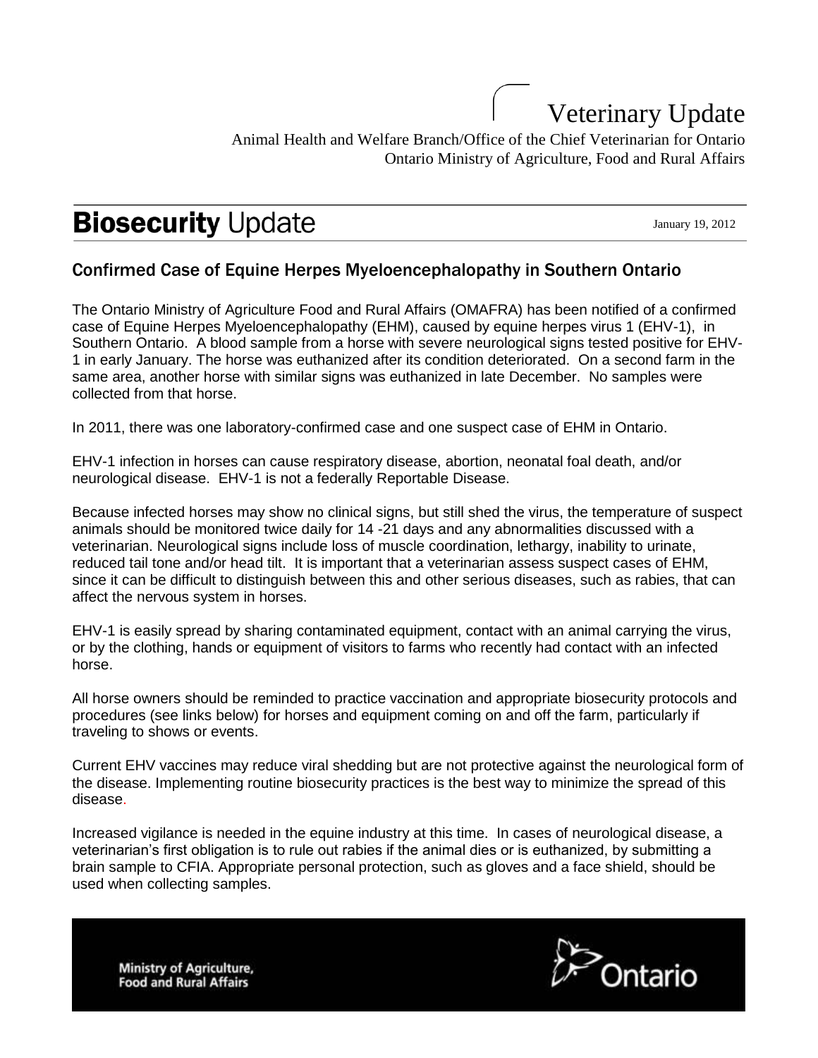# Veterinary Update

Animal Health and Welfare Branch/Office of the Chief Veterinarian for Ontario
Ontario Ministry of Agriculture, Food and Rural Affairs

## **Biosecurity** Update

January 19, 2012

### Confirmed Case of Equine Herpes Myeloencephalopathy in Southern Ontario

The Ontario Ministry of Agriculture Food and Rural Affairs (OMAFRA) has been notified of a confirmed case of Equine Herpes Myeloencephalopathy (EHM), caused by equine herpes virus 1 (EHV-1), in Southern Ontario. A blood sample from a horse with severe neurological signs tested positive for EHV-1 in early January. The horse was euthanized after its condition deteriorated. On a second farm in the same area, another horse with similar signs was euthanized in late December. No samples were collected from that horse.

In 2011, there was one laboratory-confirmed case and one suspect case of EHM in Ontario.

EHV-1 infection in horses can cause respiratory disease, abortion, neonatal foal death, and/or neurological disease. EHV-1 is not a federally Reportable Disease.

Because infected horses may show no clinical signs, but still shed the virus, the temperature of suspect animals should be monitored twice daily for 14 -21 days and any abnormalities discussed with a veterinarian. Neurological signs include loss of muscle coordination, lethargy, inability to urinate, reduced tail tone and/or head tilt. It is important that a veterinarian assess suspect cases of EHM, since it can be difficult to distinguish between this and other serious diseases, such as rabies, that can affect the nervous system in horses.

EHV-1 is easily spread by sharing contaminated equipment, contact with an animal carrying the virus, or by the clothing, hands or equipment of visitors to farms who recently had contact with an infected horse.

All horse owners should be reminded to practice vaccination and appropriate biosecurity protocols and procedures (see links below) for horses and equipment coming on and off the farm, particularly if traveling to shows or events.

Current EHV vaccines may reduce viral shedding but are not protective against the neurological form of the disease. Implementing routine biosecurity practices is the best way to minimize the spread of this disease.

Increased vigilance is needed in the equine industry at this time. In cases of neurological disease, a veterinarian's first obligation is to rule out rabies if the animal dies or is euthanized, by submitting a brain sample to CFIA. Appropriate personal protection, such as gloves and a face shield, should be used when collecting samples.

Ministry of Agriculture, Food and Rural Affairs

Ontario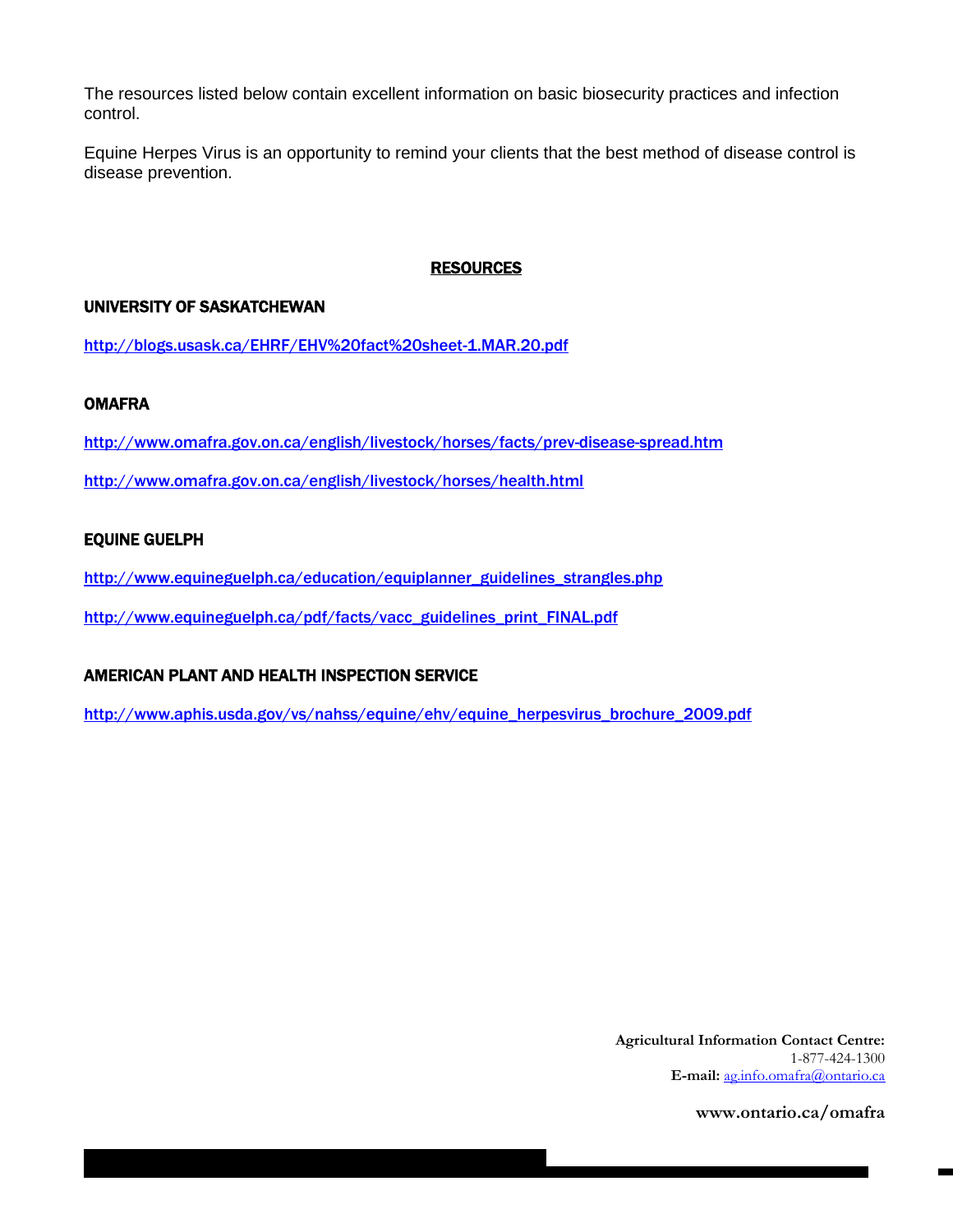The resources listed below contain excellent information on basic biosecurity practices and infection control.

Equine Herpes Virus is an opportunity to remind your clients that the best method of disease control is disease prevention.

## RESOURCES

### UNIVERSITY OF SASKATCHEWAN

http://blogs.usask.ca/EHRF/EHV%20fact%20sheet-1.MAR.20.pdf

### OMAFRA

http://www.omafra.gov.on.ca/english/livestock/horses/facts/prev-disease-spread.htm

http://www.omafra.gov.on.ca/english/livestock/horses/health.html

### EQUINE GUELPH

http://www.equineguelph.ca/education/equiplanner_guidelines_strangles.php

http://www.equineguelph.ca/pdf/facts/vacc_guidelines_print_FINAL.pdf

### AMERICAN PLANT AND HEALTH INSPECTION SERVICE

http://www.aphis.usda.gov/vs/nahss/equine/ehv/equine_herpesvirus_brochure_2009.pdf

**Agricultural Information Contact Centre:**
1-877-424-1300
**E-mail:** ag.info.omafra@ontario.ca

**www.ontario.ca/omafra**